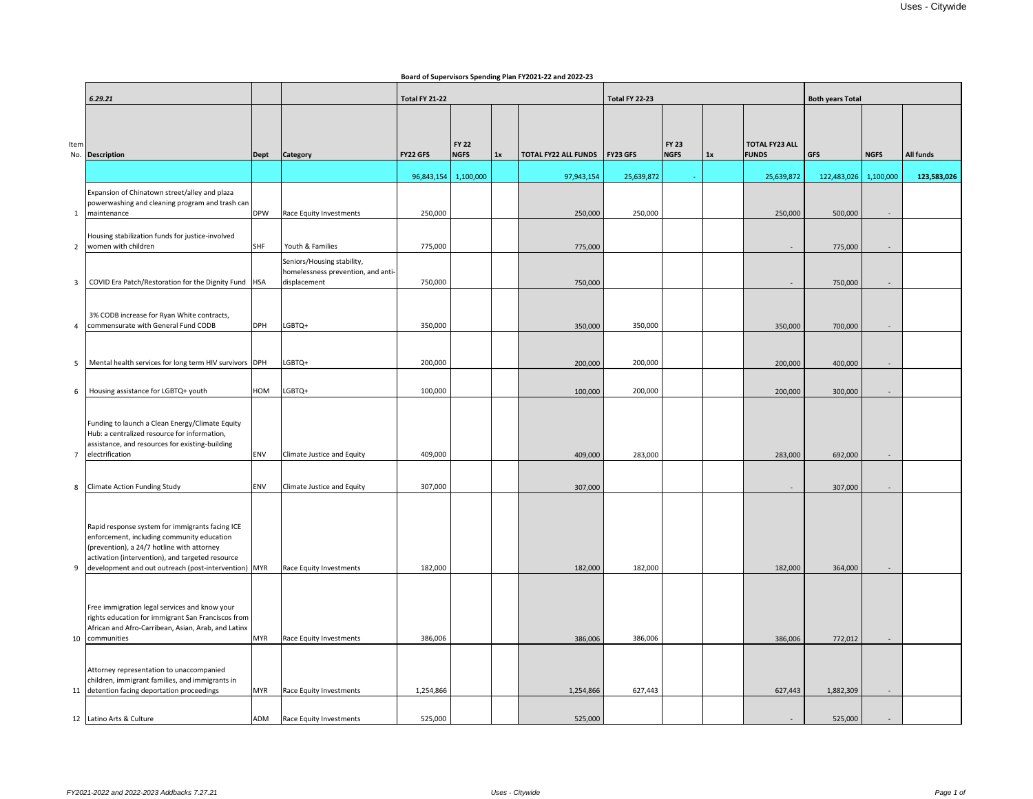**Board of Supervisors Spending Plan FY2021-22 and 2022-23**

| Item No. | *6.29.21* Description | Dept | Category | Total FY 21-22 FY22 GFS | FY 22 NGFS | 1x | TOTAL FY22 ALL FUNDS | Total FY 22-23 FY23 GFS | FY 23 NGFS | 1x | TOTAL FY23 ALL FUNDS | Both years Total GFS | NGFS | All funds |
|---|---|---|---|---|---|---|---|---|---|---|---|---|---|---|
| | | | | 96,843,154 | 1,100,000 | | 97,943,154 | 25,639,872 | - | | 25,639,872 | 122,483,026 | 1,100,000 | **123,583,026** |
| 1 | Expansion of Chinatown street/alley and plaza powerwashing and cleaning program and trash can maintenance | DPW | Race Equity Investments | 250,000 | | | 250,000 | 250,000 | | | 250,000 | 500,000 | - | |
| 2 | Housing stabilization funds for justice-involved women with children | SHF | Youth & Families | 775,000 | | | 775,000 | | | | - | 775,000 | - | |
| 3 | COVID Era Patch/Restoration for the Dignity Fund | HSA | Seniors/Housing stability, homelessness prevention, and anti-displacement | 750,000 | | | 750,000 | | | | - | 750,000 | - | |
| 4 | 3% CODB increase for Ryan White contracts, commensurate with General Fund CODB | DPH | LGBTQ+ | 350,000 | | | 350,000 | 350,000 | | | 350,000 | 700,000 | - | |
| 5 | Mental health services for long term HIV survivors | DPH | LGBTQ+ | 200,000 | | | 200,000 | 200,000 | | | 200,000 | 400,000 | - | |
| 6 | Housing assistance for LGBTQ+ youth | HOM | LGBTQ+ | 100,000 | | | 100,000 | 200,000 | | | 200,000 | 300,000 | - | |
| 7 | Funding to launch a Clean Energy/Climate Equity Hub: a centralized resource for information, assistance, and resources for existing-building electrification | ENV | Climate Justice and Equity | 409,000 | | | 409,000 | 283,000 | | | 283,000 | 692,000 | - | |
| 8 | Climate Action Funding Study | ENV | Climate Justice and Equity | 307,000 | | | 307,000 | | | | - | 307,000 | - | |
| 9 | Rapid response system for immigrants facing ICE enforcement, including community education (prevention), a 24/7 hotline with attorney activation (intervention), and targeted resource development and out outreach (post-intervention) | MYR | Race Equity Investments | 182,000 | | | 182,000 | 182,000 | | | 182,000 | 364,000 | - | |
| 10 | Free immigration legal services and know your rights education for immigrant San Franciscos from African and Afro-Carribean, Asian, Arab, and Latinx communities | MYR | Race Equity Investments | 386,006 | | | 386,006 | 386,006 | | | 386,006 | 772,012 | - | |
| 11 | Attorney representation to unaccompanied children, immigrant families, and immigrants in detention facing deportation proceedings | MYR | Race Equity Investments | 1,254,866 | | | 1,254,866 | 627,443 | | | 627,443 | 1,882,309 | - | |
| 12 | Latino Arts & Culture | ADM | Race Equity Investments | 525,000 | | | 525,000 | | | | - | 525,000 | - | |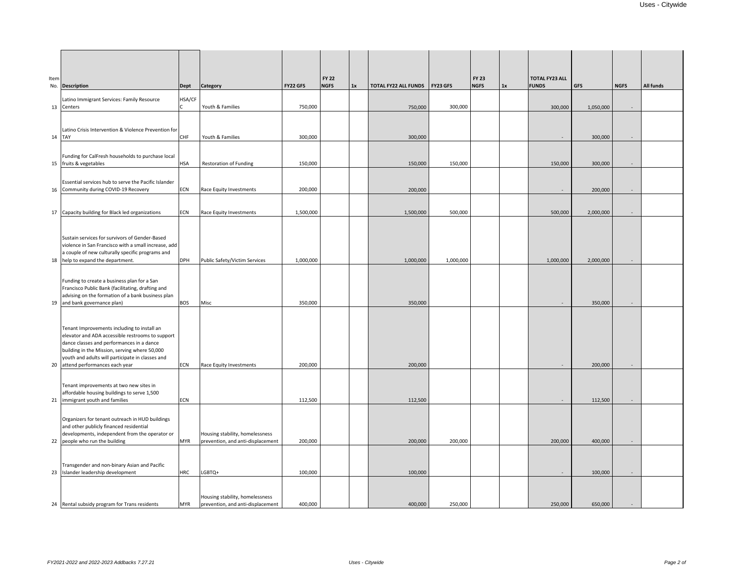| Item No. | Description | Dept | Category | FY22 GFS | FY 22 NGFS | 1x | TOTAL FY22 ALL FUNDS | FY23 GFS | FY 23 NGFS | 1x | TOTAL FY23 ALL FUNDS | GFS | NGFS | All funds |
|---|---|---|---|---|---|---|---|---|---|---|---|---|---|---|
| 13 | Latino Immigrant Services: Family Resource Centers | HSA/CFC | Youth & Families | 750,000 | | | 750,000 | 300,000 | | | 300,000 | 1,050,000 | - | |
| 14 | Latino Crisis Intervention & Violence Prevention for TAY | CHF | Youth & Families | 300,000 | | | 300,000 | | | | - | 300,000 | - | |
| 15 | Funding for CalFresh households to purchase local fruits & vegetables | HSA | Restoration of Funding | 150,000 | | | 150,000 | 150,000 | | | 150,000 | 300,000 | - | |
| 16 | Essential services hub to serve the Pacific Islander Community during COVID-19 Recovery | ECN | Race Equity Investments | 200,000 | | | 200,000 | | | | - | 200,000 | - | |
| 17 | Capacity building for Black led organizations | ECN | Race Equity Investments | 1,500,000 | | | 1,500,000 | 500,000 | | | 500,000 | 2,000,000 | - | |
| 18 | Sustain services for survivors of Gender-Based violence in San Francisco with a small increase, add a couple of new culturally specific programs and help to expand the department. | DPH | Public Safety/Victim Services | 1,000,000 | | | 1,000,000 | 1,000,000 | | | 1,000,000 | 2,000,000 | - | |
| 19 | Funding to create a business plan for a San Francisco Public Bank (facilitating, drafting and advising on the formation of a bank business plan and bank governance plan) | BOS | Misc | 350,000 | | | 350,000 | | | | - | 350,000 | - | |
| 20 | Tenant Improvements including to install an elevator and ADA accessible restrooms to support dance classes and performances in a dance building in the Mission, serving where 50,000 youth and adults will participate in classes and attend performances each year | ECN | Race Equity Investments | 200,000 | | | 200,000 | | | | - | 200,000 | - | |
| 21 | Tenant improvements at two new sites in affordable housing buildings to serve 1,500 immigrant youth and families | ECN | | 112,500 | | | 112,500 | | | | - | 112,500 | - | |
| 22 | Organizers for tenant outreach in HUD buildings and other publicly financed residential developments, independent from the operator or people who run the building | MYR | Housing stability, homelessness prevention, and anti-displacement | 200,000 | | | 200,000 | 200,000 | | | 200,000 | 400,000 | - | |
| 23 | Transgender and non-binary Asian and Pacific Islander leadership development | HRC | LGBTQ+ | 100,000 | | | 100,000 | | | | - | 100,000 | - | |
| 24 | Rental subsidy program for Trans residents | MYR | Housing stability, homelessness prevention, and anti-displacement | 400,000 | | | 400,000 | 250,000 | | | 250,000 | 650,000 | - | |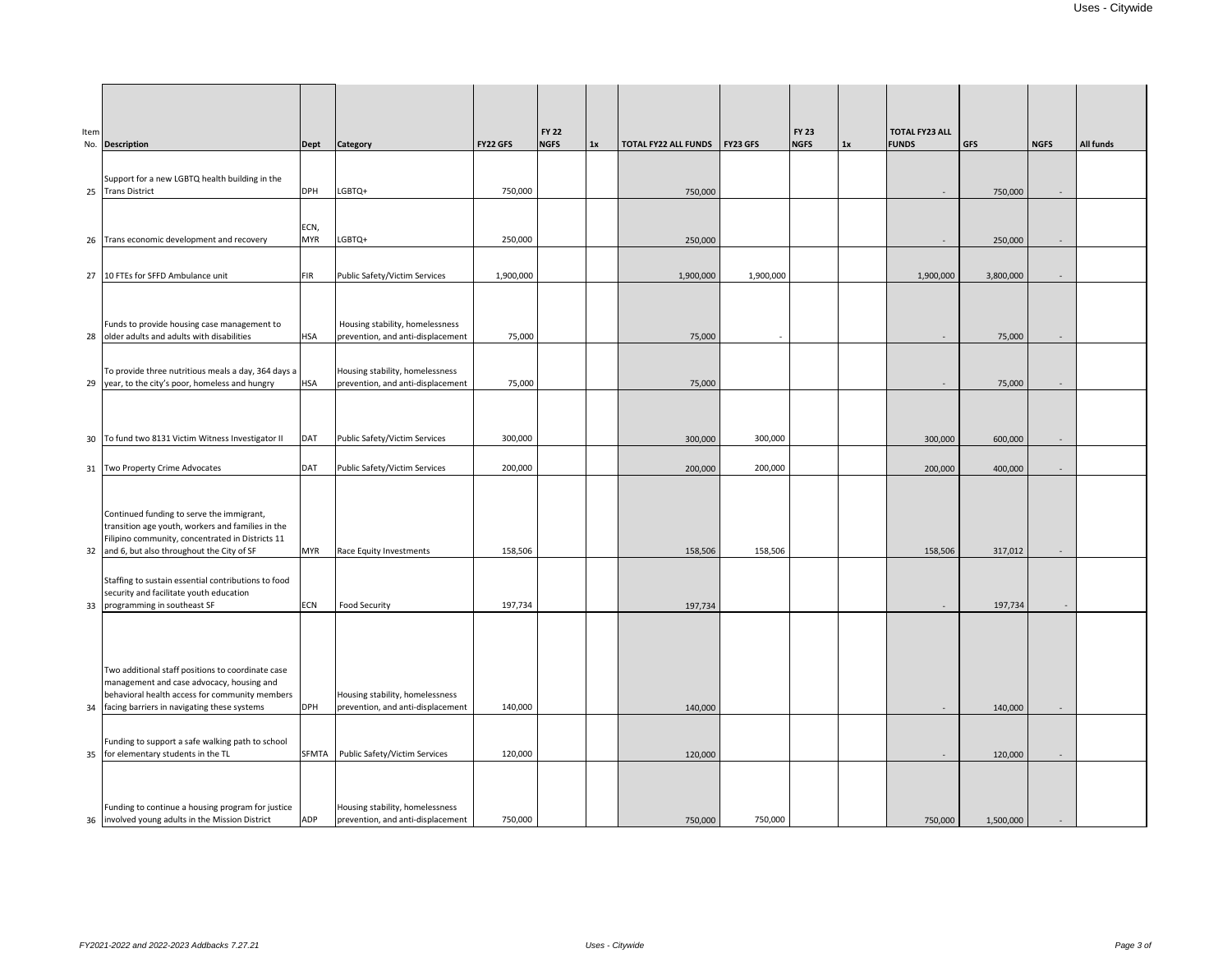| Item No. | Description | Dept | Category | FY22 GFS | FY 22 NGFS | 1x | TOTAL FY22 ALL FUNDS | FY23 GFS | FY 23 NGFS | 1x | TOTAL FY23 ALL FUNDS | GFS | NGFS | All funds |
|---|---|---|---|---|---|---|---|---|---|---|---|---|---|---|
| 25 | Support for a new LGBTQ health building in the Trans District | DPH | LGBTQ+ | 750,000 | | | 750,000 | | | | - | 750,000 | - | |
| 26 | Trans economic development and recovery | ECN, MYR | LGBTQ+ | 250,000 | | | 250,000 | | | | - | 250,000 | - | |
| 27 | 10 FTEs for SFFD Ambulance unit | FIR | Public Safety/Victim Services | 1,900,000 | | | 1,900,000 | 1,900,000 | | | 1,900,000 | 3,800,000 | - | |
| 28 | Funds to provide housing case management to older adults and adults with disabilities | HSA | Housing stability, homelessness prevention, and anti-displacement | 75,000 | | | 75,000 | - | | | - | 75,000 | - | |
| 29 | To provide three nutritious meals a day, 364 days a year, to the city's poor, homeless and hungry | HSA | Housing stability, homelessness prevention, and anti-displacement | 75,000 | | | 75,000 | | | | - | 75,000 | - | |
| 30 | To fund two 8131 Victim Witness Investigator II | DAT | Public Safety/Victim Services | 300,000 | | | 300,000 | 300,000 | | | 300,000 | 600,000 | - | |
| 31 | Two Property Crime Advocates | DAT | Public Safety/Victim Services | 200,000 | | | 200,000 | 200,000 | | | 200,000 | 400,000 | - | |
| 32 | Continued funding to serve the immigrant, transition age youth, workers and families in the Filipino community, concentrated in Districts 11 and 6, but also throughout the City of SF | MYR | Race Equity Investments | 158,506 | | | 158,506 | 158,506 | | | 158,506 | 317,012 | - | |
| 33 | Staffing to sustain essential contributions to food security and facilitate youth education programming in southeast SF | ECN | Food Security | 197,734 | | | 197,734 | | | | - | 197,734 | - | |
| 34 | Two additional staff positions to coordinate case management and case advocacy, housing and behavioral health access for community members facing barriers in navigating these systems | DPH | Housing stability, homelessness prevention, and anti-displacement | 140,000 | | | 140,000 | | | | - | 140,000 | - | |
| 35 | Funding to support a safe walking path to school for elementary students in the TL | SFMTA | Public Safety/Victim Services | 120,000 | | | 120,000 | | | | - | 120,000 | - | |
| 36 | Funding to continue a housing program for justice involved young adults in the Mission District | ADP | Housing stability, homelessness prevention, and anti-displacement | 750,000 | | | 750,000 | 750,000 | | | 750,000 | 1,500,000 | - | |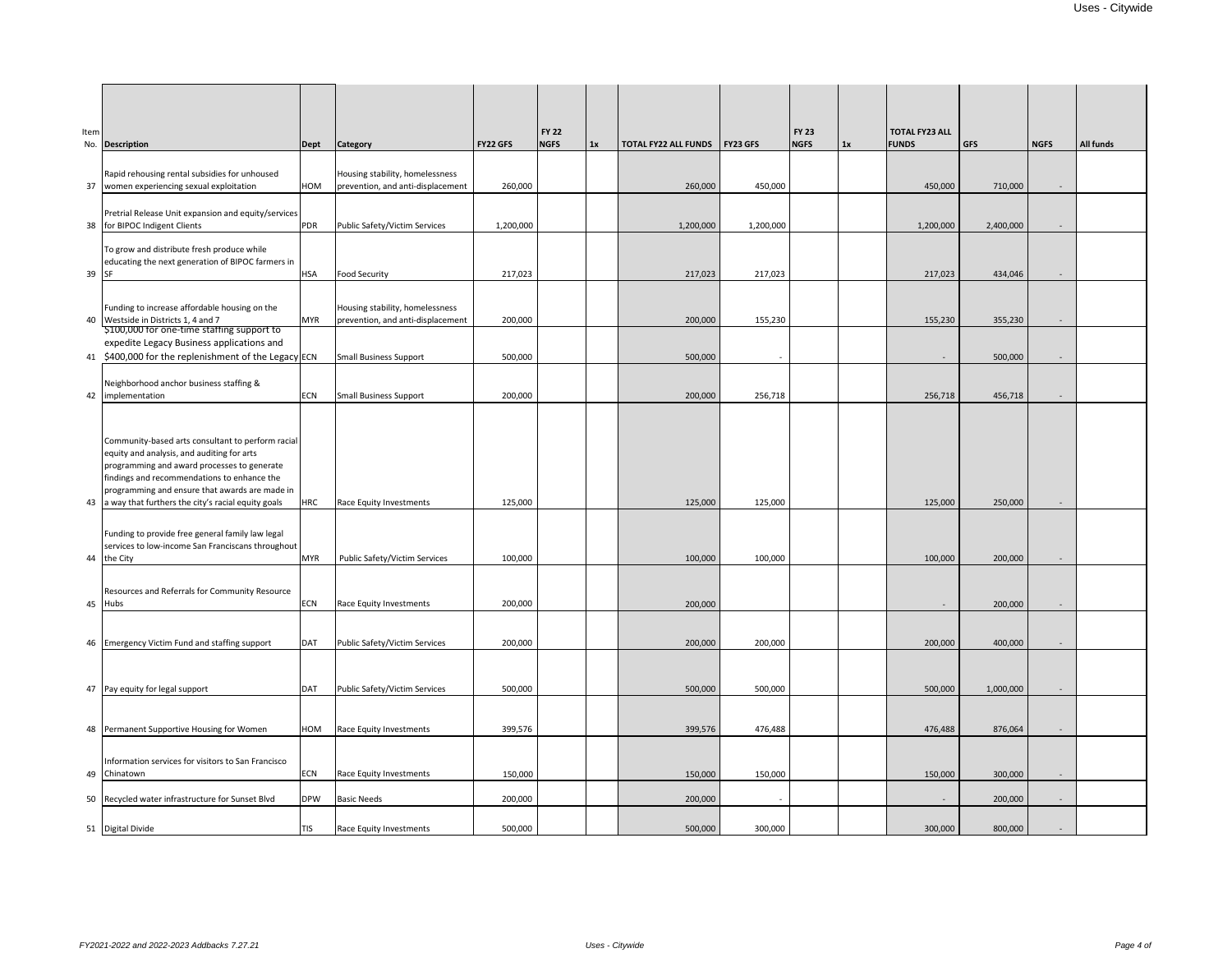| Item No. | Description | Dept | Category | FY22 GFS | FY 22 NGFS | 1x | TOTAL FY22 ALL FUNDS | FY23 GFS | FY 23 NGFS | 1x | TOTAL FY23 ALL FUNDS | GFS | NGFS | All funds |
|---|---|---|---|---|---|---|---|---|---|---|---|---|---|---|
| 37 | Rapid rehousing rental subsidies for unhoused women experiencing sexual exploitation | HOM | Housing stability, homelessness prevention, and anti-displacement | 260,000 | | | 260,000 | 450,000 | | | 450,000 | 710,000 | - | |
| 38 | Pretrial Release Unit expansion and equity/services for BIPOC Indigent Clients | PDR | Public Safety/Victim Services | 1,200,000 | | | 1,200,000 | 1,200,000 | | | 1,200,000 | 2,400,000 | - | |
| 39 | To grow and distribute fresh produce while educating the next generation of BIPOC farmers in SF | HSA | Food Security | 217,023 | | | 217,023 | 217,023 | | | 217,023 | 434,046 | - | |
| 40 | Funding to increase affordable housing on the Westside in Districts 1, 4 and 7 | MYR | Housing stability, homelessness prevention, and anti-displacement | 200,000 | | | 200,000 | 155,230 | | | 155,230 | 355,230 | - | |
| 41 | $100,000 for one-time staffing support to expedite Legacy Business applications and $400,000 for the replenishment of the Legacy | ECN | Small Business Support | 500,000 | | | 500,000 | - | | | - | 500,000 | - | |
| 42 | Neighborhood anchor business staffing & implementation | ECN | Small Business Support | 200,000 | | | 200,000 | 256,718 | | | 256,718 | 456,718 | - | |
| 43 | Community-based arts consultant to perform racial equity and analysis, and auditing for arts programming and award processes to generate findings and recommendations to enhance the programming and ensure that awards are made in a way that furthers the city's racial equity goals | HRC | Race Equity Investments | 125,000 | | | 125,000 | 125,000 | | | 125,000 | 250,000 | - | |
| 44 | Funding to provide free general family law legal services to low-income San Franciscans throughout the City | MYR | Public Safety/Victim Services | 100,000 | | | 100,000 | 100,000 | | | 100,000 | 200,000 | - | |
| 45 | Resources and Referrals for Community Resource Hubs | ECN | Race Equity Investments | 200,000 | | | 200,000 | | | | - | 200,000 | - | |
| 46 | Emergency Victim Fund and staffing support | DAT | Public Safety/Victim Services | 200,000 | | | 200,000 | 200,000 | | | 200,000 | 400,000 | - | |
| 47 | Pay equity for legal support | DAT | Public Safety/Victim Services | 500,000 | | | 500,000 | 500,000 | | | 500,000 | 1,000,000 | - | |
| 48 | Permanent Supportive Housing for Women | HOM | Race Equity Investments | 399,576 | | | 399,576 | 476,488 | | | 476,488 | 876,064 | - | |
| 49 | Information services for visitors to San Francisco Chinatown | ECN | Race Equity Investments | 150,000 | | | 150,000 | 150,000 | | | 150,000 | 300,000 | - | |
| 50 | Recycled water infrastructure for Sunset Blvd | DPW | Basic Needs | 200,000 | | | 200,000 | - | | | - | 200,000 | - | |
| 51 | Digital Divide | TIS | Race Equity Investments | 500,000 | | | 500,000 | 300,000 | | | 300,000 | 800,000 | - | |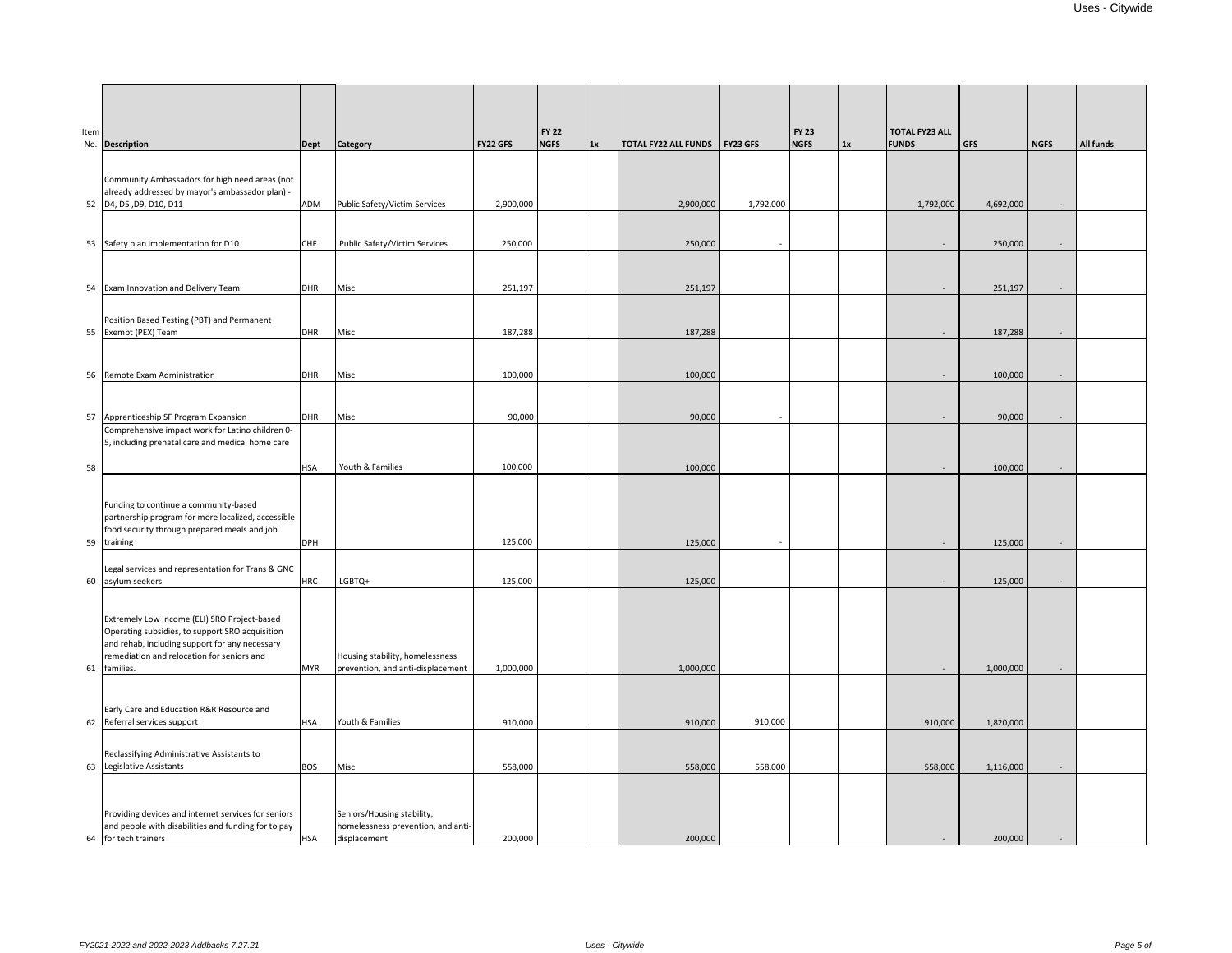| Item No. | Description | Dept | Category | FY22 GFS | FY 22 NGFS | 1x | TOTAL FY22 ALL FUNDS | FY23 GFS | FY 23 NGFS | 1x | TOTAL FY23 ALL FUNDS | GFS | NGFS | All funds |
|---|---|---|---|---|---|---|---|---|---|---|---|---|---|---|
| 52 | Community Ambassadors for high need areas (not already addressed by mayor's ambassador plan) - D4, D5 ,D9, D10, D11 | ADM | Public Safety/Victim Services | 2,900,000 | | | 2,900,000 | 1,792,000 | | | 1,792,000 | 4,692,000 | - | |
| 53 | Safety plan implementation for D10 | CHF | Public Safety/Victim Services | 250,000 | | | 250,000 | - | | | - | 250,000 | - | |
| 54 | Exam Innovation and Delivery Team | DHR | Misc | 251,197 | | | 251,197 | | | | - | 251,197 | - | |
| 55 | Position Based Testing (PBT) and Permanent Exempt (PEX) Team | DHR | Misc | 187,288 | | | 187,288 | | | | - | 187,288 | - | |
| 56 | Remote Exam Administration | DHR | Misc | 100,000 | | | 100,000 | | | | - | 100,000 | - | |
| 57 | Apprenticeship SF Program Expansion | DHR | Misc | 90,000 | | | 90,000 | - | | | - | 90,000 | - | |
| 58 | Comprehensive impact work for Latino children 0-5, including prenatal care and medical home care | HSA | Youth & Families | 100,000 | | | 100,000 | | | | - | 100,000 | - | |
| 59 | Funding to continue a community-based partnership program for more localized, accessible food security through prepared meals and job training | DPH | | 125,000 | | | 125,000 | - | | | - | 125,000 | - | |
| 60 | Legal services and representation for Trans & GNC asylum seekers | HRC | LGBTQ+ | 125,000 | | | 125,000 | | | | - | 125,000 | - | |
| 61 | Extremely Low Income (ELI) SRO Project-based Operating subsidies, to support SRO acquisition and rehab, including support for any necessary remediation and relocation for seniors and families. | MYR | Housing stability, homelessness prevention, and anti-displacement | 1,000,000 | | | 1,000,000 | | | | - | 1,000,000 | - | |
| 62 | Early Care and Education R&R Resource and Referral services support | HSA | Youth & Families | 910,000 | | | 910,000 | 910,000 | | | 910,000 | 1,820,000 | | |
| 63 | Reclassifying Administrative Assistants to Legislative Assistants | BOS | Misc | 558,000 | | | 558,000 | 558,000 | | | 558,000 | 1,116,000 | - | |
| 64 | Providing devices and internet services for seniors and people with disabilities and funding for to pay for tech trainers | HSA | Seniors/Housing stability, homelessness prevention, and anti-displacement | 200,000 | | | 200,000 | | | | - | 200,000 | - | |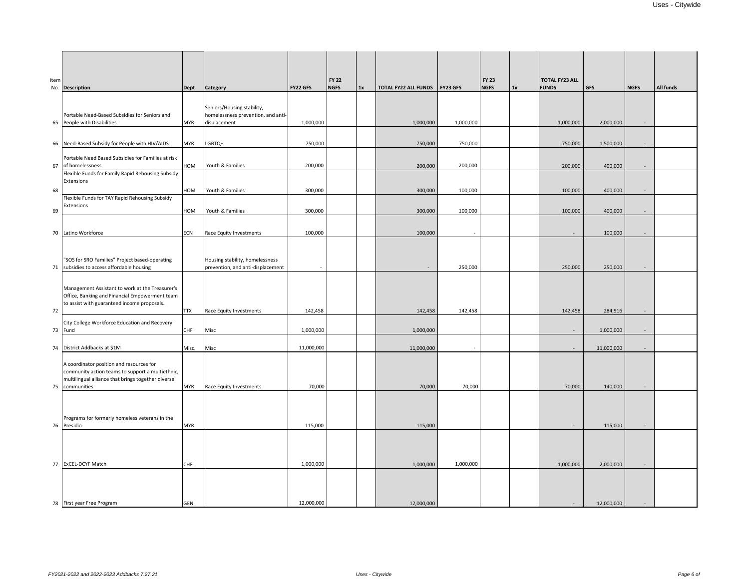| Item No. | Description | Dept | Category | FY22 GFS | FY 22 NGFS | 1x | TOTAL FY22 ALL FUNDS | FY23 GFS | FY 23 NGFS | 1x | TOTAL FY23 ALL FUNDS | GFS | NGFS | All funds |
|---|---|---|---|---|---|---|---|---|---|---|---|---|---|---|
| 65 | Portable Need-Based Subsidies for Seniors and People with Disabilities | MYR | Seniors/Housing stability, homelessness prevention, and anti-displacement | 1,000,000 | | | 1,000,000 | 1,000,000 | | | 1,000,000 | 2,000,000 | - | |
| 66 | Need-Based Subsidy for People with HIV/AIDS | MYR | LGBTQ+ | 750,000 | | | 750,000 | 750,000 | | | 750,000 | 1,500,000 | - | |
| 67 | Portable Need Based Subsidies for Families at risk of homelessness | HOM | Youth & Families | 200,000 | | | 200,000 | 200,000 | | | 200,000 | 400,000 | - | |
| 68 | Flexible Funds for Family Rapid Rehousing Subsidy Extensions | HOM | Youth & Families | 300,000 | | | 300,000 | 100,000 | | | 100,000 | 400,000 | - | |
| 69 | Flexible Funds for TAY Rapid Rehousing Subsidy Extensions | HOM | Youth & Families | 300,000 | | | 300,000 | 100,000 | | | 100,000 | 400,000 | - | |
| 70 | Latino Workforce | ECN | Race Equity Investments | 100,000 | | | 100,000 | - | | | - | 100,000 | - | |
| 71 | "SOS for SRO Families" Project based-operating subsidies to access affordable housing | | Housing stability, homelessness prevention, and anti-displacement | - | | | - | 250,000 | | | 250,000 | 250,000 | - | |
| 72 | Management Assistant to work at the Treasurer's Office, Banking and Financial Empowerment team to assist with guaranteed income proposals. | TTX | Race Equity Investments | 142,458 | | | 142,458 | 142,458 | | | 142,458 | 284,916 | - | |
| 73 | City College Workforce Education and Recovery Fund | CHF | Misc | 1,000,000 | | | 1,000,000 | | | | - | 1,000,000 | - | |
| 74 | District Addbacks at $1M | Misc. | Misc | 11,000,000 | | | 11,000,000 | - | | | - | 11,000,000 | - | |
| 75 | A coordinator position and resources for community action teams to support a multiethnic, multilingual alliance that brings together diverse communities | MYR | Race Equity Investments | 70,000 | | | 70,000 | 70,000 | | | 70,000 | 140,000 | - | |
| 76 | Programs for formerly homeless veterans in the Presidio | MYR | | 115,000 | | | 115,000 | | | | - | 115,000 | - | |
| 77 | ExCEL-DCYF Match | CHF | | 1,000,000 | | | 1,000,000 | 1,000,000 | | | 1,000,000 | 2,000,000 | - | |
| 78 | First year Free Program | GEN | | 12,000,000 | | | 12,000,000 | | | | - | 12,000,000 | - | |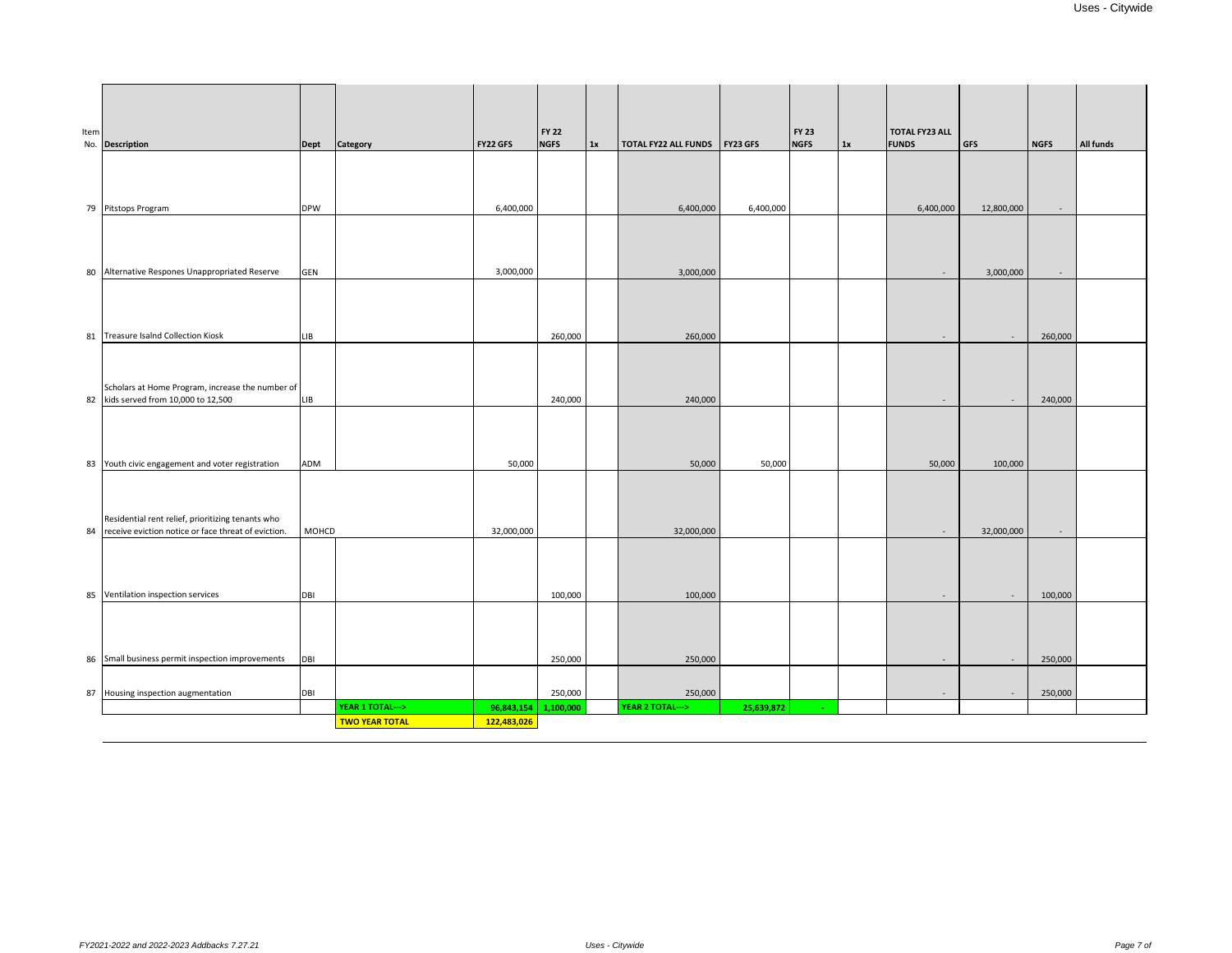| Item No. | Description | Dept | Category | FY22 GFS | FY 22 NGFS | 1x | TOTAL FY22 ALL FUNDS | FY23 GFS | FY 23 NGFS | 1x | TOTAL FY23 ALL FUNDS | GFS | NGFS | All funds |
|---|---|---|---|---|---|---|---|---|---|---|---|---|---|---|
| 79 | Pitstops Program | DPW | | 6,400,000 | | | 6,400,000 | 6,400,000 | | | 6,400,000 | 12,800,000 | - | |
| 80 | Alternative Respones Unappropriated Reserve | GEN | | 3,000,000 | | | 3,000,000 | | | | - | 3,000,000 | - | |
| 81 | Treasure Isalnd Collection Kiosk | LIB | | | 260,000 | | 260,000 | | | | - | - | 260,000 | |
| 82 | Scholars at Home Program, increase the number of kids served from 10,000 to 12,500 | LIB | | | 240,000 | | 240,000 | | | | - | - | 240,000 | |
| 83 | Youth civic engagement and voter registration | ADM | | 50,000 | | | 50,000 | 50,000 | | | 50,000 | 100,000 | | |
| 84 | Residential rent relief, prioritizing tenants who receive eviction notice or face threat of eviction. | MOHCD | | 32,000,000 | | | 32,000,000 | | | | - | 32,000,000 | - | |
| 85 | Ventilation inspection services | DBI | | | 100,000 | | 100,000 | | | | - | - | 100,000 | |
| 86 | Small business permit inspection improvements | DBI | | | 250,000 | | 250,000 | | | | - | - | 250,000 | |
| 87 | Housing inspection augmentation | DBI | | | 250,000 | | 250,000 | | | | - | - | 250,000 | |
| | | | YEAR 1 TOTAL---> | 96,843,154 | 1,100,000 | | YEAR 2 TOTAL---> | 25,639,872 | - | | | | | |
| | | | TWO YEAR TOTAL | 122,483,026 | | | | | | | | | | |

*FY2021-2022 and 2022-2023 Addbacks 7.27.21*